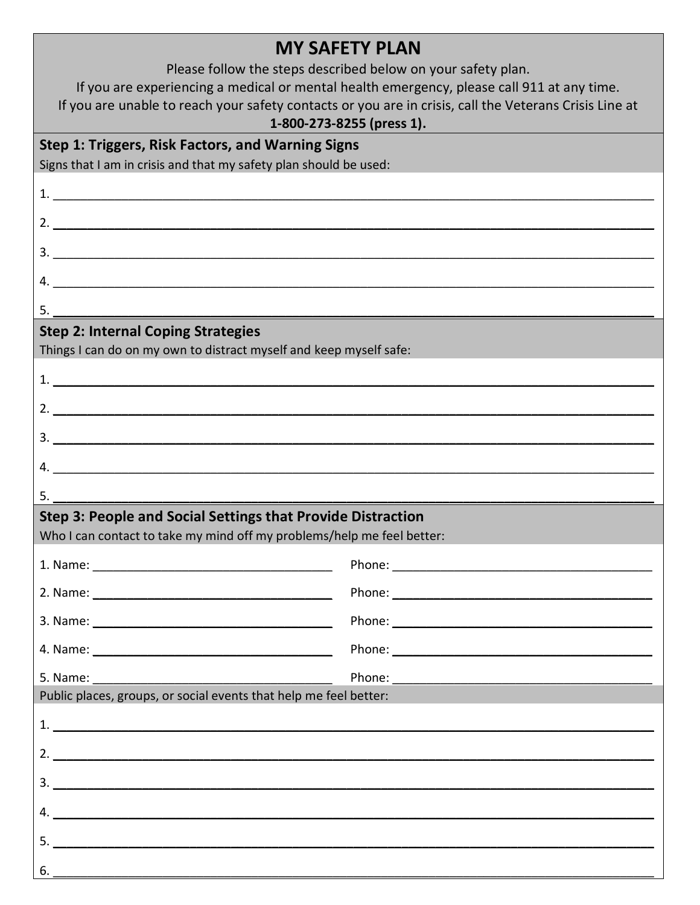# MY SAFETY PLAN

Please follow the steps described below on your safety plan.
If you are experiencing a medical or mental health emergency, please call 911 at any time.
If you are unable to reach your safety contacts or you are in crisis, call the Veterans Crisis Line at **1-800-273-8255 (press 1).**

## Step 1: Triggers, Risk Factors, and Warning Signs

Signs that I am in crisis and that my safety plan should be used:

1. ______________________________
2. ______________________________
3. ______________________________
4. ______________________________
5. ______________________________

## Step 2: Internal Coping Strategies

Things I can do on my own to distract myself and keep myself safe:

1. ______________________________
2. ______________________________
3. ______________________________
4. ______________________________
5. ______________________________

## Step 3: People and Social Settings that Provide Distraction

Who I can contact to take my mind off my problems/help me feel better:

1. Name: ____________________ Phone: ____________________
2. Name: ____________________ Phone: ____________________
3. Name: ____________________ Phone: ____________________
4. Name: ____________________ Phone: ____________________
5. Name: ____________________ Phone: ____________________

Public places, groups, or social events that help me feel better:

1. ______________________________
2. ______________________________
3. ______________________________
4. ______________________________
5. ______________________________
6. ______________________________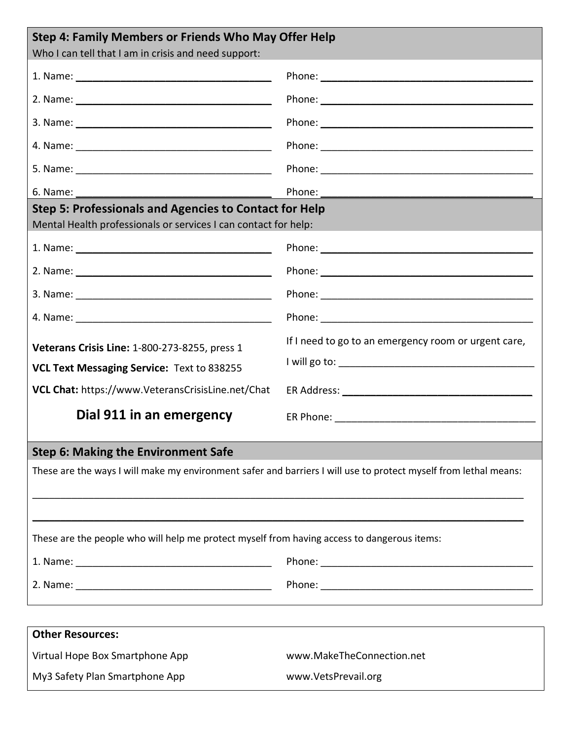## Step 4: Family Members or Friends Who May Offer Help

Who I can tell that I am in crisis and need support:

1. Name: ___________________________ Phone: ___________________________
2. Name: ___________________________ Phone: ___________________________
3. Name: ___________________________ Phone: ___________________________
4. Name: ___________________________ Phone: ___________________________
5. Name: ___________________________ Phone: ___________________________
6. Name: ___________________________ Phone: ___________________________

## Step 5: Professionals and Agencies to Contact for Help

Mental Health professionals or services I can contact for help:

1. Name: ___________________________ Phone: ___________________________
2. Name: ___________________________ Phone: ___________________________
3. Name: ___________________________ Phone: ___________________________
4. Name: ___________________________ Phone: ___________________________

**Veterans Crisis Line:** 1-800-273-8255, press 1

**VCL Text Messaging Service:** Text to 838255

**VCL Chat:** https://www.VeteransCrisisLine.net/Chat

**Dial 911 in an emergency**

If I need to go to an emergency room or urgent care, I will go to: ___________________________

ER Address: ___________________________

ER Phone: ___________________________

## Step 6: Making the Environment Safe

These are the ways I will make my environment safer and barriers I will use to protect myself from lethal means:

___________________________________________________________________________

___________________________________________________________________________

These are the people who will help me protect myself from having access to dangerous items:

1. Name: ___________________________ Phone: ___________________________
2. Name: ___________________________ Phone: ___________________________

**Other Resources:**

Virtual Hope Box Smartphone App

My3 Safety Plan Smartphone App

www.MakeTheConnection.net

www.VetsPrevail.org